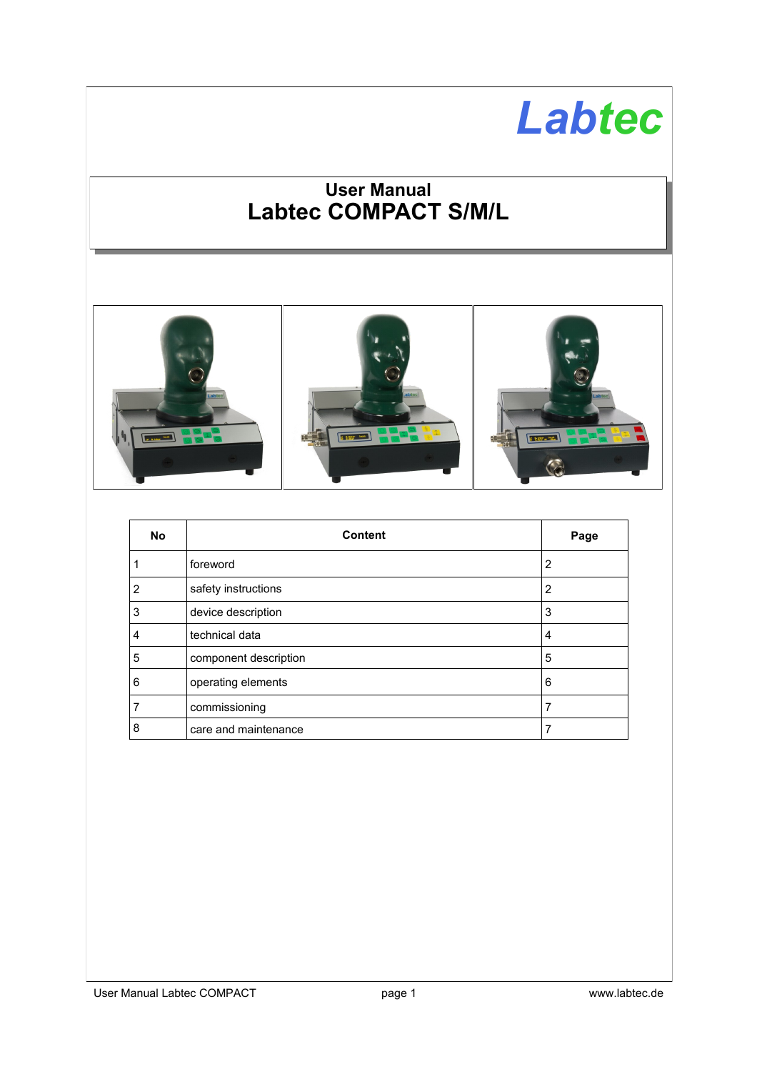Labtec

# User Manual
# Labtec COMPACT S/M/L

| No | Content | Page |
|---|---|---|
| 1 | foreword | 2 |
| 2 | safety instructions | 2 |
| 3 | device description | 3 |
| 4 | technical data | 4 |
| 5 | component description | 5 |
| 6 | operating elements | 6 |
| 7 | commissioning | 7 |
| 8 | care and maintenance | 7 |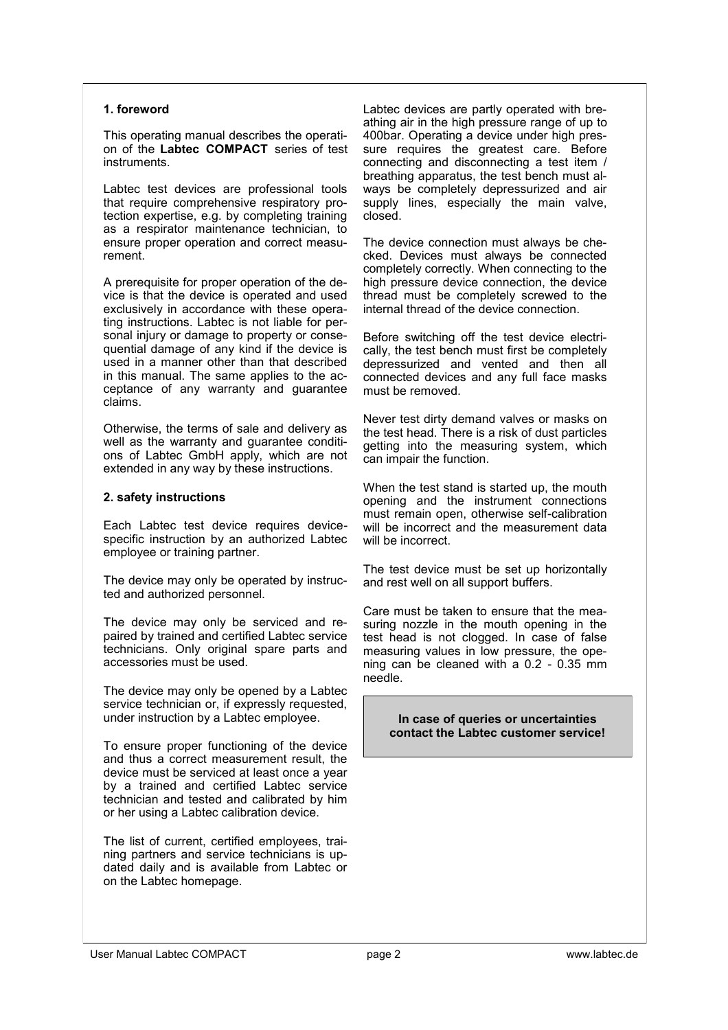## 1. foreword

This operating manual describes the operation of the **Labtec COMPACT** series of test instruments.

Labtec test devices are professional tools that require comprehensive respiratory protection expertise, e.g. by completing training as a respirator maintenance technician, to ensure proper operation and correct measurement.

A prerequisite for proper operation of the device is that the device is operated and used exclusively in accordance with these operating instructions. Labtec is not liable for personal injury or damage to property or consequential damage of any kind if the device is used in a manner other than that described in this manual. The same applies to the acceptance of any warranty and guarantee claims.

Otherwise, the terms of sale and delivery as well as the warranty and guarantee conditions of Labtec GmbH apply, which are not extended in any way by these instructions.

## 2. safety instructions

Each Labtec test device requires device-specific instruction by an authorized Labtec employee or training partner.

The device may only be operated by instructed and authorized personnel.

The device may only be serviced and repaired by trained and certified Labtec service technicians. Only original spare parts and accessories must be used.

The device may only be opened by a Labtec service technician or, if expressly requested, under instruction by a Labtec employee.

To ensure proper functioning of the device and thus a correct measurement result, the device must be serviced at least once a year by a trained and certified Labtec service technician and tested and calibrated by him or her using a Labtec calibration device.

The list of current, certified employees, training partners and service technicians is updated daily and is available from Labtec or on the Labtec homepage.

Labtec devices are partly operated with breathing air in the high pressure range of up to 400bar. Operating a device under high pressure requires the greatest care. Before connecting and disconnecting a test item / breathing apparatus, the test bench must always be completely depressurized and air supply lines, especially the main valve, closed.

The device connection must always be checked. Devices must always be connected completely correctly. When connecting to the high pressure device connection, the device thread must be completely screwed to the internal thread of the device connection.

Before switching off the test device electrically, the test bench must first be completely depressurized and vented and then all connected devices and any full face masks must be removed.

Never test dirty demand valves or masks on the test head. There is a risk of dust particles getting into the measuring system, which can impair the function.

When the test stand is started up, the mouth opening and the instrument connections must remain open, otherwise self-calibration will be incorrect and the measurement data will be incorrect.

The test device must be set up horizontally and rest well on all support buffers.

Care must be taken to ensure that the measuring nozzle in the mouth opening in the test head is not clogged. In case of false measuring values in low pressure, the opening can be cleaned with a 0.2 - 0.35 mm needle.

**In case of queries or uncertainties contact the Labtec customer service!**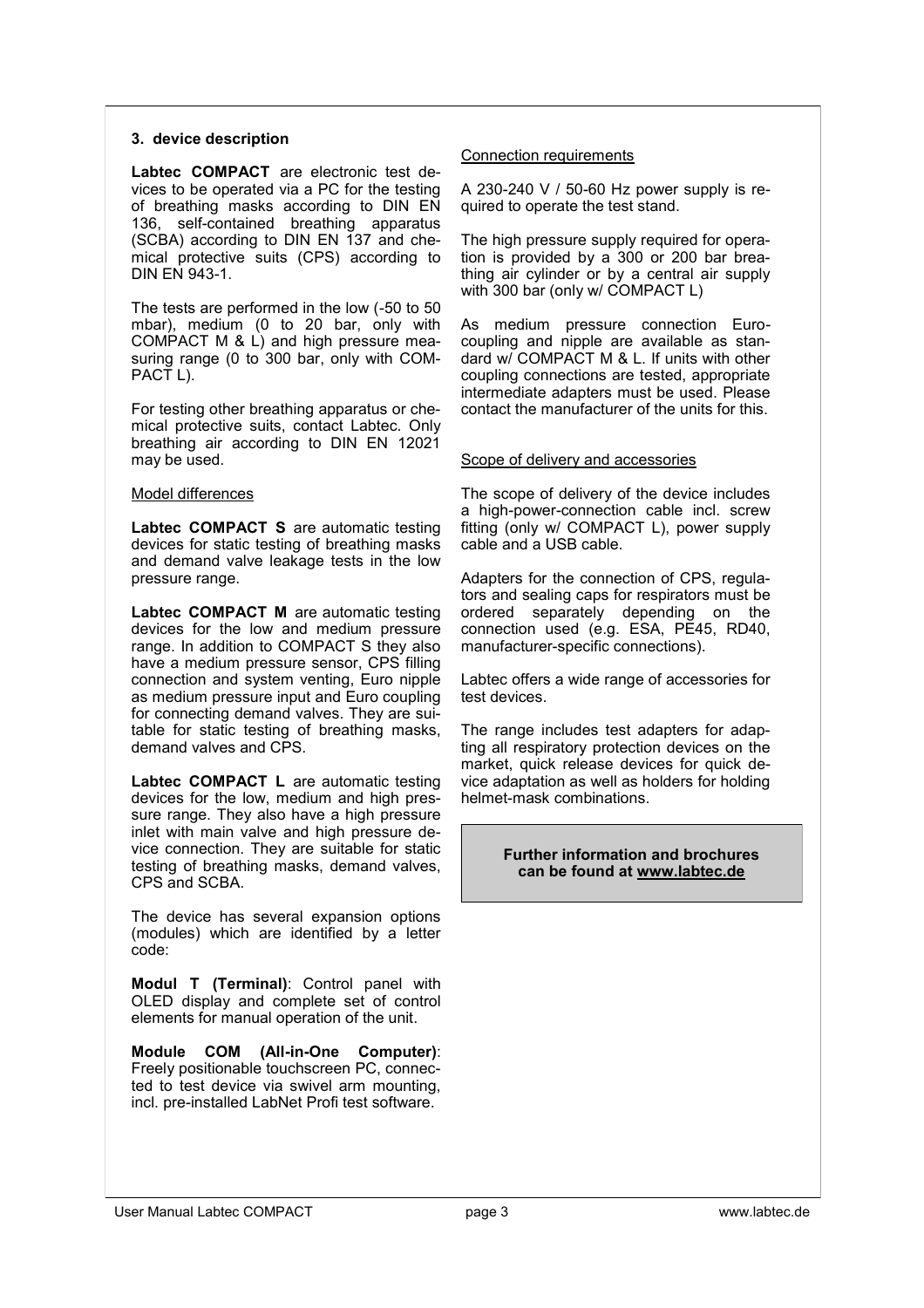### 3. device description

**Labtec COMPACT** are electronic test devices to be operated via a PC for the testing of breathing masks according to DIN EN 136, self-contained breathing apparatus (SCBA) according to DIN EN 137 and chemical protective suits (CPS) according to DIN EN 943-1.

The tests are performed in the low (-50 to 50 mbar), medium (0 to 20 bar, only with COMPACT M & L) and high pressure measuring range (0 to 300 bar, only with COMPACT L).

For testing other breathing apparatus or chemical protective suits, contact Labtec. Only breathing air according to DIN EN 12021 may be used.

Model differences

**Labtec COMPACT S** are automatic testing devices for static testing of breathing masks and demand valve leakage tests in the low pressure range.

**Labtec COMPACT M** are automatic testing devices for the low and medium pressure range. In addition to COMPACT S they also have a medium pressure sensor, CPS filling connection and system venting, Euro nipple as medium pressure input and Euro coupling for connecting demand valves. They are suitable for static testing of breathing masks, demand valves and CPS.

**Labtec COMPACT L** are automatic testing devices for the low, medium and high pressure range. They also have a high pressure inlet with main valve and high pressure device connection. They are suitable for static testing of breathing masks, demand valves, CPS and SCBA.

The device has several expansion options (modules) which are identified by a letter code:

**Modul T (Terminal)**: Control panel with OLED display and complete set of control elements for manual operation of the unit.

**Module COM (All-in-One Computer)**: Freely positionable touchscreen PC, connected to test device via swivel arm mounting, incl. pre-installed LabNet Profi test software.

Connection requirements

A 230-240 V / 50-60 Hz power supply is required to operate the test stand.

The high pressure supply required for operation is provided by a 300 or 200 bar breathing air cylinder or by a central air supply with 300 bar (only w/ COMPACT L)

As medium pressure connection Euro-coupling and nipple are available as standard w/ COMPACT M & L. If units with other coupling connections are tested, appropriate intermediate adapters must be used. Please contact the manufacturer of the units for this.

Scope of delivery and accessories

The scope of delivery of the device includes a high-power-connection cable incl. screw fitting (only w/ COMPACT L), power supply cable and a USB cable.

Adapters for the connection of CPS, regulators and sealing caps for respirators must be ordered separately depending on the connection used (e.g. ESA, PE45, RD40, manufacturer-specific connections).

Labtec offers a wide range of accessories for test devices.

The range includes test adapters for adapting all respiratory protection devices on the market, quick release devices for quick device adaptation as well as holders for holding helmet-mask combinations.

**Further information and brochures can be found at www.labtec.de**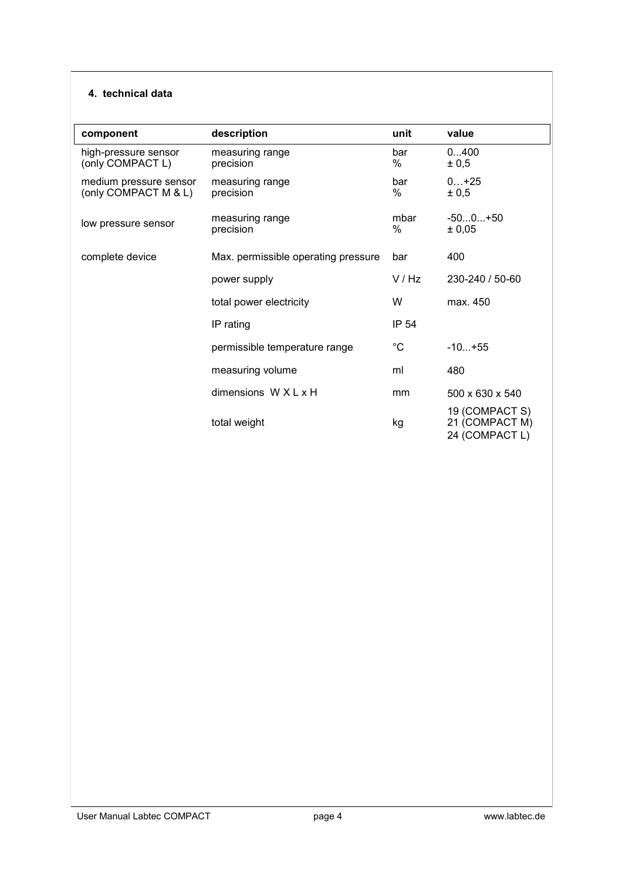## 4. technical data

| component | description | unit | value |
|---|---|---|---|
| high-pressure sensor (only COMPACT L) | measuring range<br>precision | bar<br>% | 0...400<br>± 0,5 |
| medium pressure sensor (only COMPACT M & L) | measuring range<br>precision | bar<br>% | 0…+25<br>± 0,5 |
| low pressure sensor | measuring range<br>precision | mbar<br>% | -50...0...+50<br>± 0,05 |
| complete device | Max. permissible operating pressure | bar | 400 |
| | power supply | V / Hz | 230-240 / 50-60 |
| | total power electricity | W | max. 450 |
| | IP rating | IP 54 | |
| | permissible temperature range | °C | -10...+55 |
| | measuring volume | ml | 480 |
| | dimensions W X L x H | mm | 500 x 630 x 540 |
| | total weight | kg | 19 (COMPACT S)<br>21 (COMPACT M)<br>24 (COMPACT L) |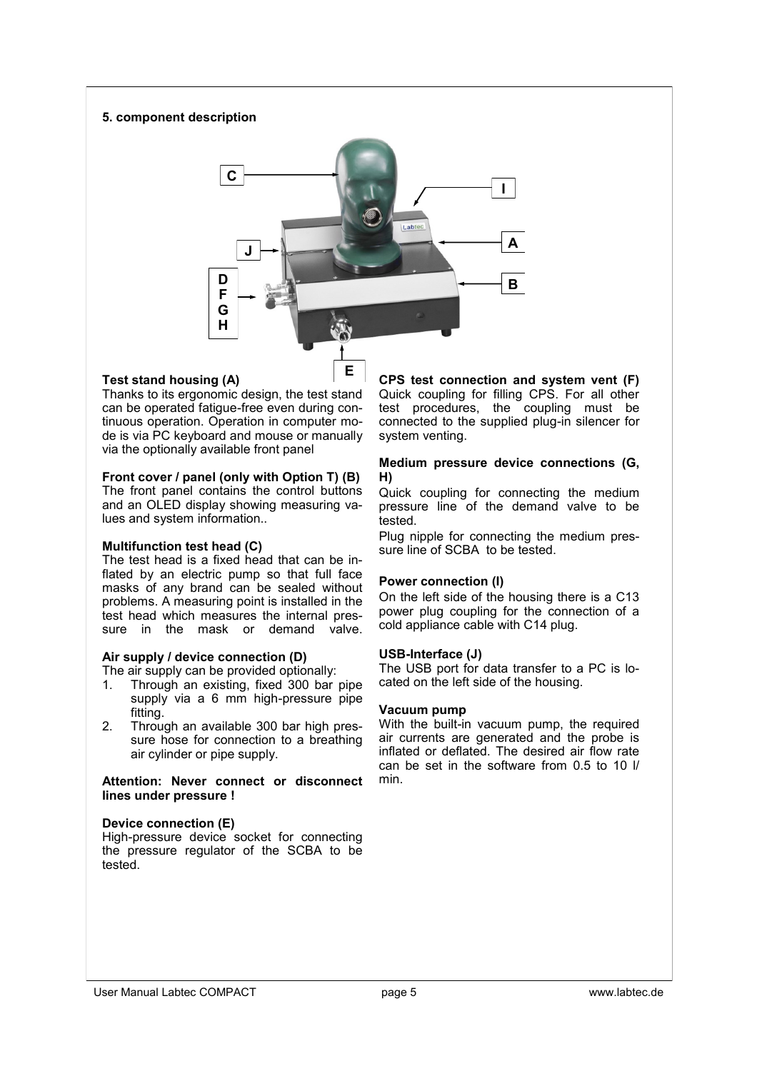## 5. component description

### Test stand housing (A)

Thanks to its ergonomic design, the test stand can be operated fatigue-free even during continuous operation. Operation in computer mode is via PC keyboard and mouse or manually via the optionally available front panel

### Front cover / panel (only with Option T) (B)

The front panel contains the control buttons and an OLED display showing measuring values and system information..

### Multifunction test head (C)

The test head is a fixed head that can be inflated by an electric pump so that full face masks of any brand can be sealed without problems. A measuring point is installed in the test head which measures the internal pressure in the mask or demand valve.

### Air supply / device connection (D)

The air supply can be provided optionally:

1. Through an existing, fixed 300 bar pipe supply via a 6 mm high-pressure pipe fitting.
2. Through an available 300 bar high pressure hose for connection to a breathing air cylinder or pipe supply.

**Attention: Never connect or disconnect lines under pressure !**

### Device connection (E)

High-pressure device socket for connecting the pressure regulator of the SCBA to be tested.

### CPS test connection and system vent (F)

Quick coupling for filling CPS. For all other test procedures, the coupling must be connected to the supplied plug-in silencer for system venting.

### Medium pressure device connections (G, H)

Quick coupling for connecting the medium pressure line of the demand valve to be tested.

Plug nipple for connecting the medium pressure line of SCBA to be tested.

### Power connection (I)

On the left side of the housing there is a C13 power plug coupling for the connection of a cold appliance cable with C14 plug.

### USB-Interface (J)

The USB port for data transfer to a PC is located on the left side of the housing.

### Vacuum pump

With the built-in vacuum pump, the required air currents are generated and the probe is inflated or deflated. The desired air flow rate can be set in the software from 0.5 to 10 l/min.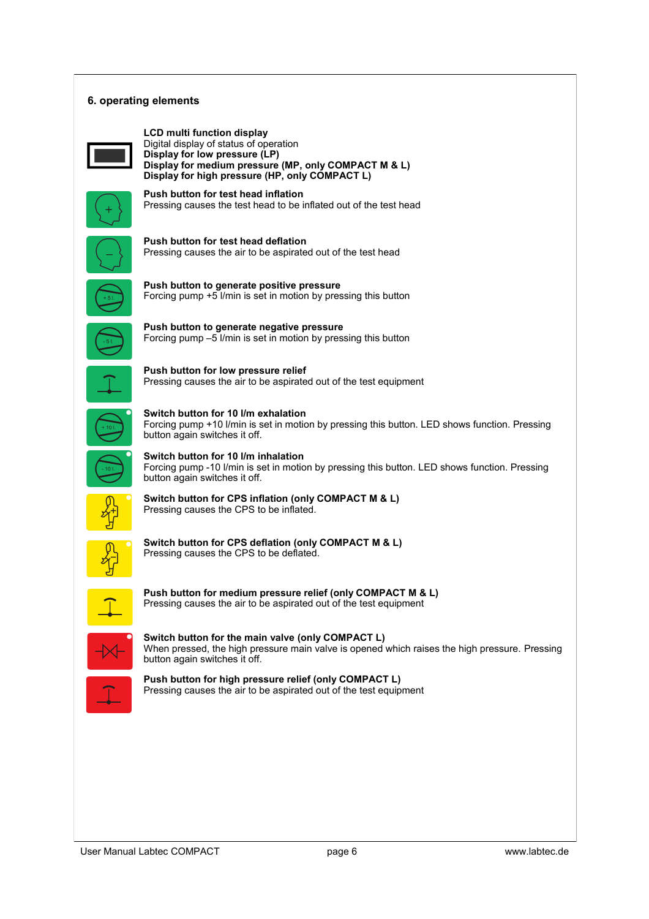## 6. operating elements

**LCD multi function display**
Digital display of status of operation
**Display for low pressure (LP)**
**Display for medium pressure (MP, only COMPACT M & L)**
**Display for high pressure (HP, only COMPACT L)**

**Push button for test head inflation**
Pressing causes the test head to be inflated out of the test head

**Push button for test head deflation**
Pressing causes the air to be aspirated out of the test head

**Push button to generate positive pressure**
Forcing pump +5 l/min is set in motion by pressing this button

**Push button to generate negative pressure**
Forcing pump –5 l/min is set in motion by pressing this button

**Push button for low pressure relief**
Pressing causes the air to be aspirated out of the test equipment

**Switch button for 10 l/m exhalation**
Forcing pump +10 l/min is set in motion by pressing this button. LED shows function. Pressing button again switches it off.

**Switch button for 10 l/m inhalation**
Forcing pump -10 l/min is set in motion by pressing this button. LED shows function. Pressing button again switches it off.

**Switch button for CPS inflation (only COMPACT M & L)**
Pressing causes the CPS to be inflated.

**Switch button for CPS deflation (only COMPACT M & L)**
Pressing causes the CPS to be deflated.

**Push button for medium pressure relief (only COMPACT M & L)**
Pressing causes the air to be aspirated out of the test equipment

**Switch button for the main valve (only COMPACT L)**
When pressed, the high pressure main valve is opened which raises the high pressure. Pressing button again switches it off.

**Push button for high pressure relief (only COMPACT L)**
Pressing causes the air to be aspirated out of the test equipment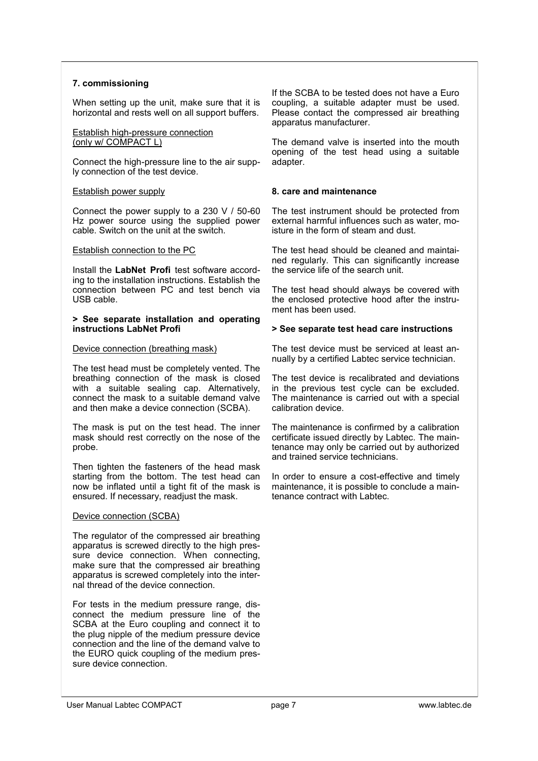### 7. commissioning

When setting up the unit, make sure that it is horizontal and rests well on all support buffers.

Establish high-pressure connection (only w/ COMPACT L)

Connect the high-pressure line to the air supply connection of the test device.

Establish power supply

Connect the power supply to a 230 V / 50-60 Hz power source using the supplied power cable. Switch on the unit at the switch.

Establish connection to the PC

Install the **LabNet Profi** test software according to the installation instructions. Establish the connection between PC and test bench via USB cable.

**> See separate installation and operating instructions LabNet Profi**

Device connection (breathing mask)

The test head must be completely vented. The breathing connection of the mask is closed with a suitable sealing cap. Alternatively, connect the mask to a suitable demand valve and then make a device connection (SCBA).

The mask is put on the test head. The inner mask should rest correctly on the nose of the probe.

Then tighten the fasteners of the head mask starting from the bottom. The test head can now be inflated until a tight fit of the mask is ensured. If necessary, readjust the mask.

Device connection (SCBA)

The regulator of the compressed air breathing apparatus is screwed directly to the high pressure device connection. When connecting, make sure that the compressed air breathing apparatus is screwed completely into the internal thread of the device connection.

For tests in the medium pressure range, disconnect the medium pressure line of the SCBA at the Euro coupling and connect it to the plug nipple of the medium pressure device connection and the line of the demand valve to the EURO quick coupling of the medium pressure device connection.

If the SCBA to be tested does not have a Euro coupling, a suitable adapter must be used. Please contact the compressed air breathing apparatus manufacturer.

The demand valve is inserted into the mouth opening of the test head using a suitable adapter.

### 8. care and maintenance

The test instrument should be protected from external harmful influences such as water, moisture in the form of steam and dust.

The test head should be cleaned and maintained regularly. This can significantly increase the service life of the search unit.

The test head should always be covered with the enclosed protective hood after the instrument has been used.

**> See separate test head care instructions**

The test device must be serviced at least annually by a certified Labtec service technician.

The test device is recalibrated and deviations in the previous test cycle can be excluded. The maintenance is carried out with a special calibration device.

The maintenance is confirmed by a calibration certificate issued directly by Labtec. The maintenance may only be carried out by authorized and trained service technicians.

In order to ensure a cost-effective and timely maintenance, it is possible to conclude a maintenance contract with Labtec.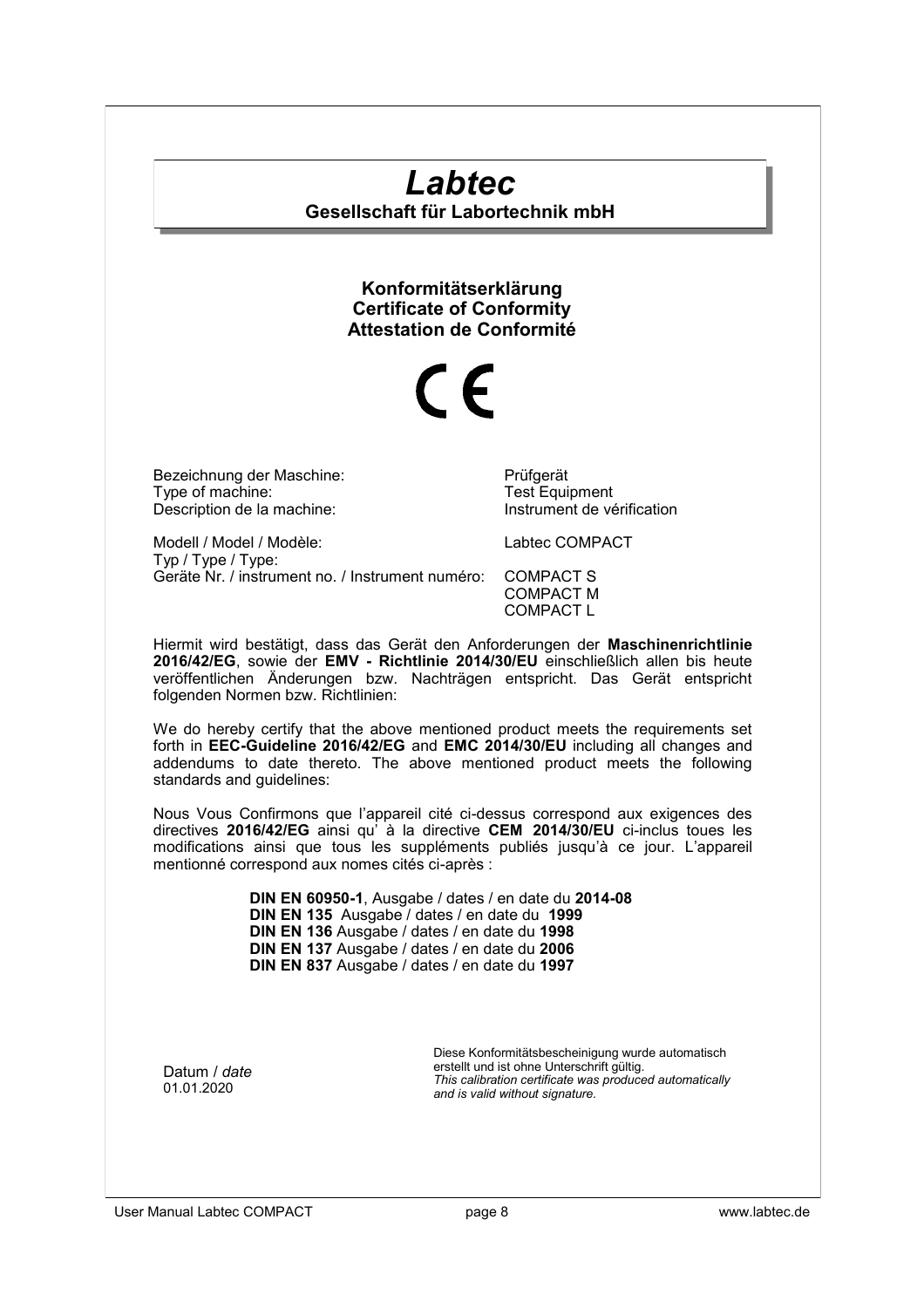# *Labtec*

**Gesellschaft für Labortechnik mbH**

## Konformitätserklärung
## Certificate of Conformity
## Attestation de Conformité

CE

| | |
|---|---|
| Bezeichnung der Maschine:<br>Type of machine:<br>Description de la machine: | Prüfgerät<br>Test Equipment<br>Instrument de vérification |
| Modell / Model / Modèle:<br>Typ / Type / Type:<br>Geräte Nr. / instrument no. / Instrument numéro: | Labtec COMPACT<br><br>COMPACT S<br>COMPACT M<br>COMPACT L |

Hiermit wird bestätigt, dass das Gerät den Anforderungen der **Maschinenrichtlinie 2016/42/EG**, sowie der **EMV - Richtlinie 2014/30/EU** einschließlich allen bis heute veröffentlichen Änderungen bzw. Nachträgen entspricht. Das Gerät entspricht folgenden Normen bzw. Richtlinien:

We do hereby certify that the above mentioned product meets the requirements set forth in **EEC-Guideline 2016/42/EG** and **EMC 2014/30/EU** including all changes and addendums to date thereto. The above mentioned product meets the following standards and guidelines:

Nous Vous Confirmons que l'appareil cité ci-dessus correspond aux exigences des directives **2016/42/EG** ainsi qu' à la directive **CEM 2014/30/EU** ci-inclus toues les modifications ainsi que tous les suppléments publiés jusqu'à ce jour. L'appareil mentionné correspond aux nomes cités ci-après :

**DIN EN 60950-1**, Ausgabe / dates / en date du **2014-08**
**DIN EN 135** Ausgabe / dates / en date du **1999**
**DIN EN 136** Ausgabe / dates / en date du **1998**
**DIN EN 137** Ausgabe / dates / en date du **2006**
**DIN EN 837** Ausgabe / dates / en date du **1997**

Datum / *date*
01.01.2020

Diese Konformitätsbescheinigung wurde automatisch erstellt und ist ohne Unterschrift gültig.
*This calibration certificate was produced automatically and is valid without signature.*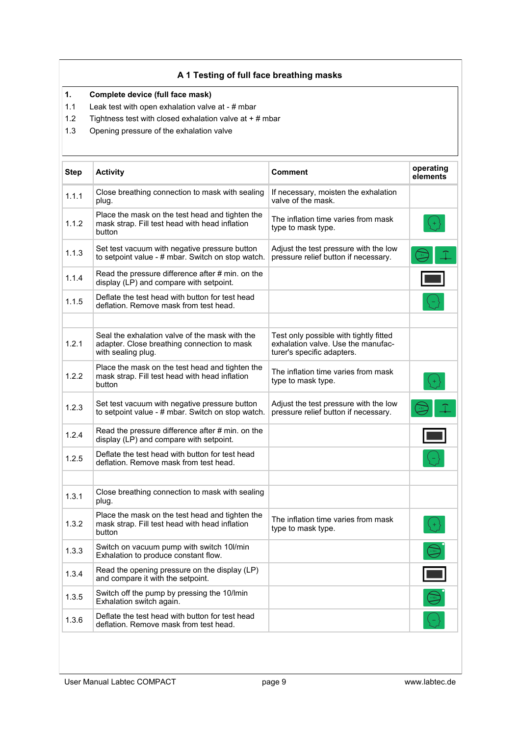## A 1 Testing of full face breathing masks

**1. Complete device (full face mask)**

1.1 Leak test with open exhalation valve at - # mbar

1.2 Tightness test with closed exhalation valve at + # mbar

1.3 Opening pressure of the exhalation valve

| Step | Activity | Comment | operating elements |
|---|---|---|---|
| 1.1.1 | Close breathing connection to mask with sealing plug. | If necessary, moisten the exhalation valve of the mask. | |
| 1.1.2 | Place the mask on the test head and tighten the mask strap. Fill test head with head inflation button | The inflation time varies from mask type to mask type. | |
| 1.1.3 | Set test vacuum with negative pressure button to setpoint value - # mbar. Switch on stop watch. | Adjust the test pressure with the low pressure relief button if necessary. | |
| 1.1.4 | Read the pressure difference after # min. on the display (LP) and compare with setpoint. | | |
| 1.1.5 | Deflate the test head with button for test head deflation. Remove mask from test head. | | |
| | | | |
| 1.2.1 | Seal the exhalation valve of the mask with the adapter. Close breathing connection to mask with sealing plug. | Test only possible with tightly fitted exhalation valve. Use the manufacturer's specific adapters. | |
| 1.2.2 | Place the mask on the test head and tighten the mask strap. Fill test head with head inflation button | The inflation time varies from mask type to mask type. | |
| 1.2.3 | Set test vacuum with negative pressure button to setpoint value - # mbar. Switch on stop watch. | Adjust the test pressure with the low pressure relief button if necessary. | |
| 1.2.4 | Read the pressure difference after # min. on the display (LP) and compare with setpoint. | | |
| 1.2.5 | Deflate the test head with button for test head deflation. Remove mask from test head. | | |
| | | | |
| 1.3.1 | Close breathing connection to mask with sealing plug. | | |
| 1.3.2 | Place the mask on the test head and tighten the mask strap. Fill test head with head inflation button | The inflation time varies from mask type to mask type. | |
| 1.3.3 | Switch on vacuum pump with switch 10l/min Exhalation to produce constant flow. | | |
| 1.3.4 | Read the opening pressure on the display (LP) and compare it with the setpoint. | | |
| 1.3.5 | Switch off the pump by pressing the 10/lmin Exhalation switch again. | | |
| 1.3.6 | Deflate the test head with button for test head deflation. Remove mask from test head. | | |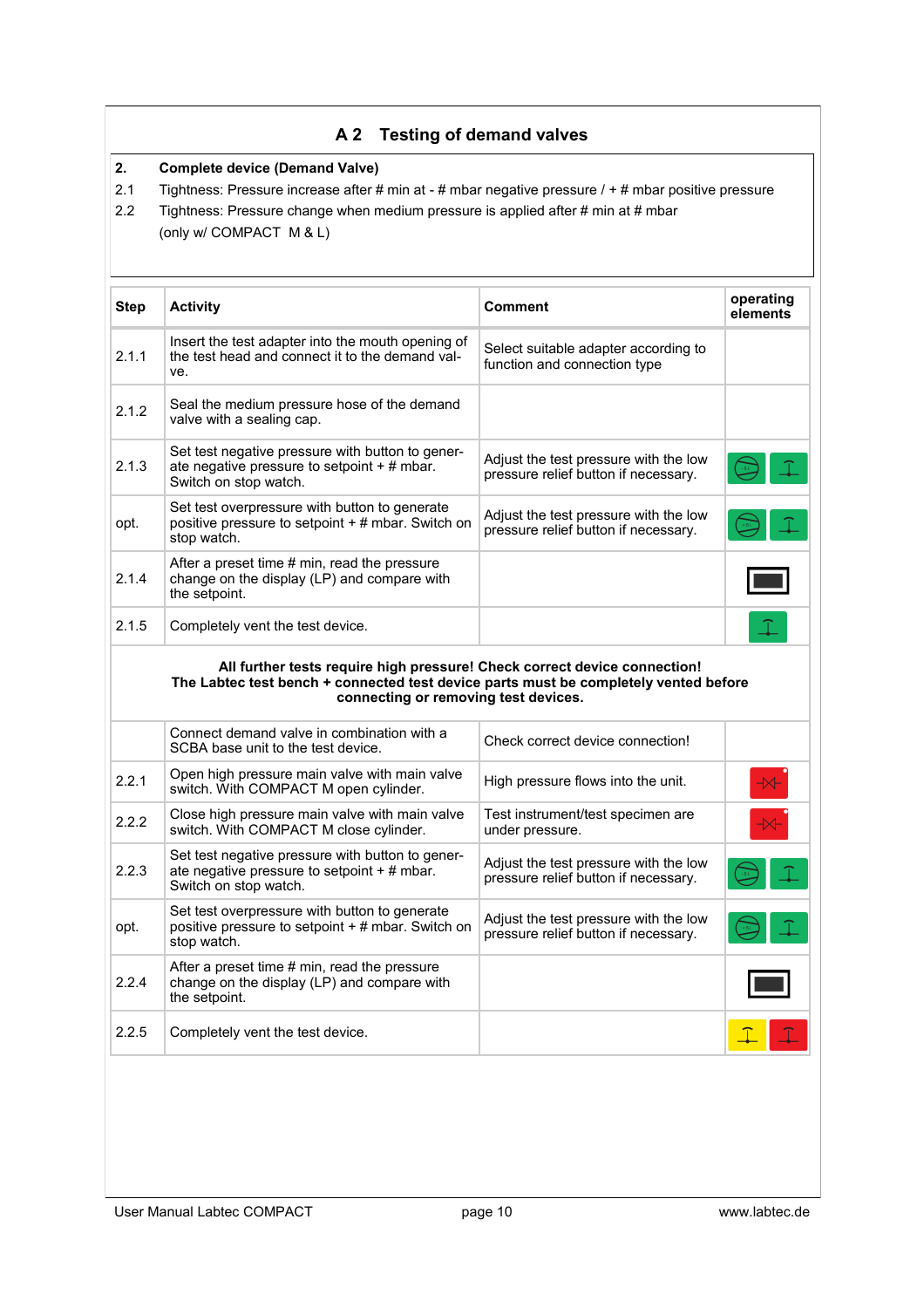## A 2 Testing of demand valves

**2. Complete device (Demand Valve)**

2.1 Tightness: Pressure increase after # min at - # mbar negative pressure / + # mbar positive pressure

2.2 Tightness: Pressure change when medium pressure is applied after # min at # mbar (only w/ COMPACT M & L)

| Step | Activity | Comment | operating elements |
|---|---|---|---|
| 2.1.1 | Insert the test adapter into the mouth opening of the test head and connect it to the demand valve. | Select suitable adapter according to function and connection type | |
| 2.1.2 | Seal the medium pressure hose of the demand valve with a sealing cap. | | |
| 2.1.3 | Set test negative pressure with button to generate negative pressure to setpoint + # mbar. Switch on stop watch. | Adjust the test pressure with the low pressure relief button if necessary. | |
| opt. | Set test overpressure with button to generate positive pressure to setpoint + # mbar. Switch on stop watch. | Adjust the test pressure with the low pressure relief button if necessary. | |
| 2.1.4 | After a preset time # min, read the pressure change on the display (LP) and compare with the setpoint. | | |
| 2.1.5 | Completely vent the test device. | | |
| **All further tests require high pressure! Check correct device connection! The Labtec test bench + connected test device parts must be completely vented before connecting or removing test devices.** | | | |
| | Connect demand valve in combination with a SCBA base unit to the test device. | Check correct device connection! | |
| 2.2.1 | Open high pressure main valve with main valve switch. With COMPACT M open cylinder. | High pressure flows into the unit. | |
| 2.2.2 | Close high pressure main valve with main valve switch. With COMPACT M close cylinder. | Test instrument/test specimen are under pressure. | |
| 2.2.3 | Set test negative pressure with button to generate negative pressure to setpoint + # mbar. Switch on stop watch. | Adjust the test pressure with the low pressure relief button if necessary. | |
| opt. | Set test overpressure with button to generate positive pressure to setpoint + # mbar. Switch on stop watch. | Adjust the test pressure with the low pressure relief button if necessary. | |
| 2.2.4 | After a preset time # min, read the pressure change on the display (LP) and compare with the setpoint. | | |
| 2.2.5 | Completely vent the test device. | | |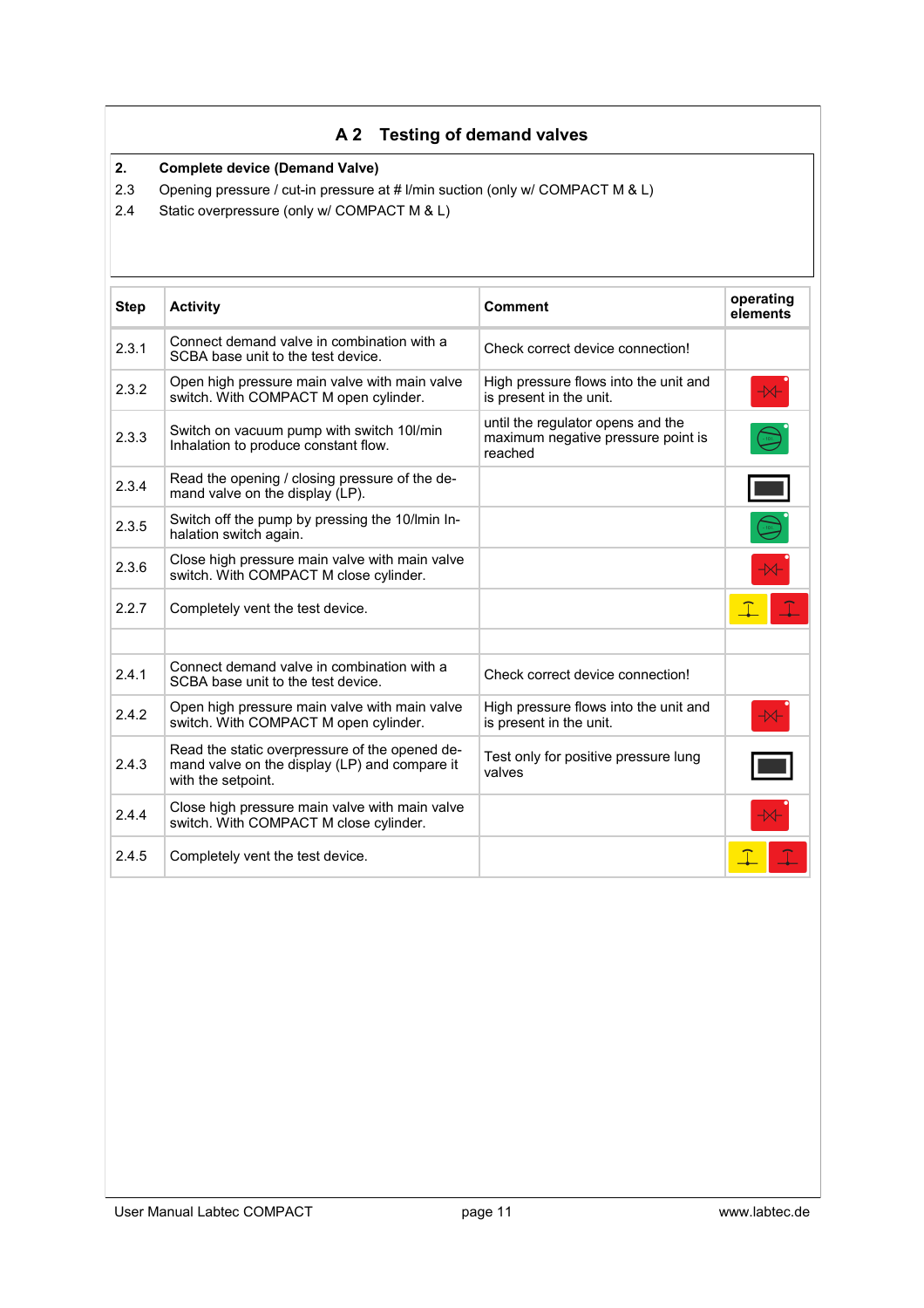## A 2 Testing of demand valves

**2. Complete device (Demand Valve)**

2.3 Opening pressure / cut-in pressure at # l/min suction (only w/ COMPACT M & L)

2.4 Static overpressure (only w/ COMPACT M & L)

| Step | Activity | Comment | operating elements |
|---|---|---|---|
| 2.3.1 | Connect demand valve in combination with a SCBA base unit to the test device. | Check correct device connection! | |
| 2.3.2 | Open high pressure main valve with main valve switch. With COMPACT M open cylinder. | High pressure flows into the unit and is present in the unit. | |
| 2.3.3 | Switch on vacuum pump with switch 10l/min Inhalation to produce constant flow. | until the regulator opens and the maximum negative pressure point is reached | |
| 2.3.4 | Read the opening / closing pressure of the demand valve on the display (LP). | | |
| 2.3.5 | Switch off the pump by pressing the 10/lmin Inhalation switch again. | | |
| 2.3.6 | Close high pressure main valve with main valve switch. With COMPACT M close cylinder. | | |
| 2.2.7 | Completely vent the test device. | | |
| | | | |
| 2.4.1 | Connect demand valve in combination with a SCBA base unit to the test device. | Check correct device connection! | |
| 2.4.2 | Open high pressure main valve with main valve switch. With COMPACT M open cylinder. | High pressure flows into the unit and is present in the unit. | |
| 2.4.3 | Read the static overpressure of the opened demand valve on the display (LP) and compare it with the setpoint. | Test only for positive pressure lung valves | |
| 2.4.4 | Close high pressure main valve with main valve switch. With COMPACT M close cylinder. | | |
| 2.4.5 | Completely vent the test device. | | |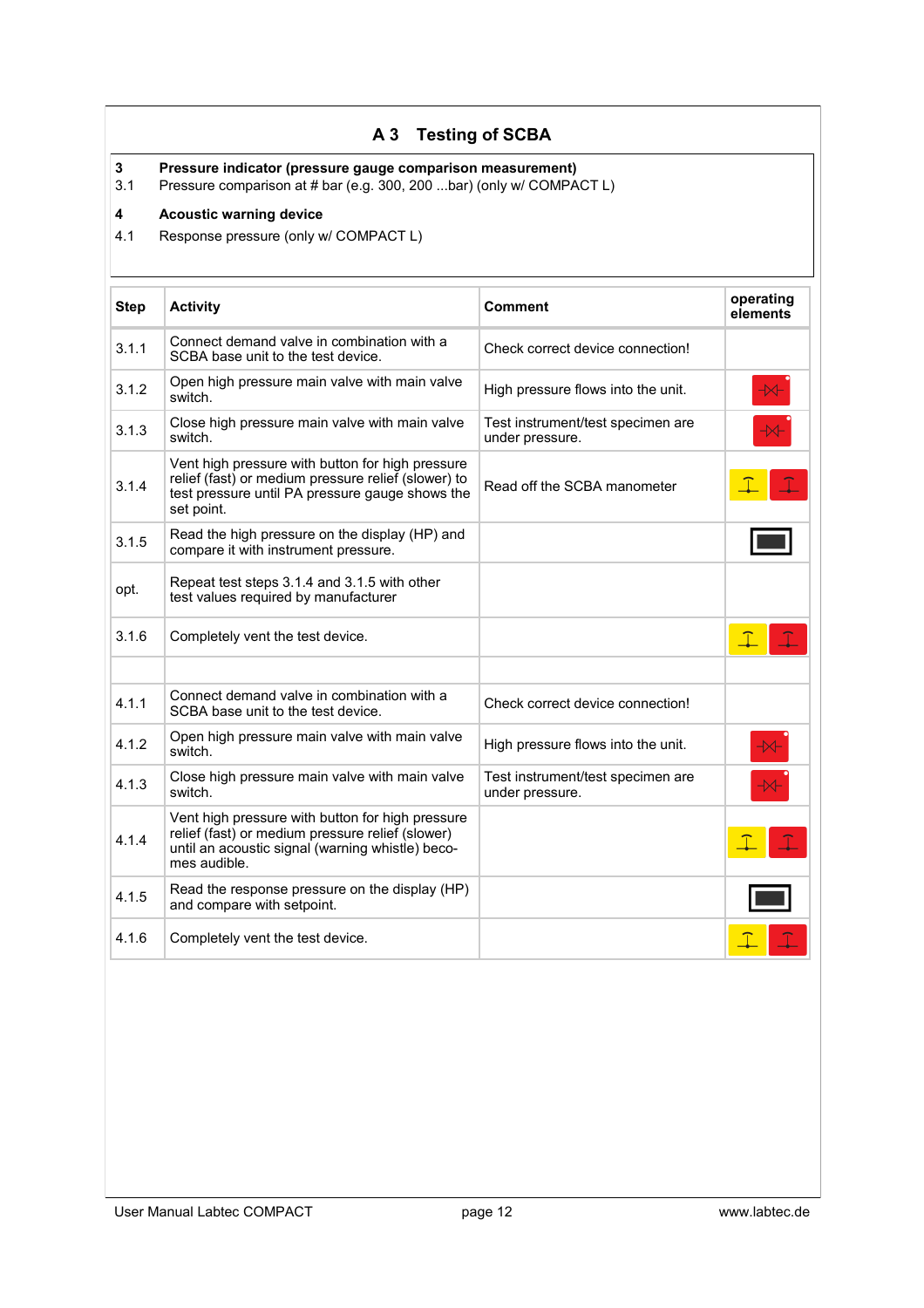## A 3 Testing of SCBA

**3 Pressure indicator (pressure gauge comparison measurement)**

3.1 Pressure comparison at # bar (e.g. 300, 200 ...bar) (only w/ COMPACT L)

**4 Acoustic warning device**

4.1 Response pressure (only w/ COMPACT L)

| Step | Activity | Comment | operating elements |
|---|---|---|---|
| 3.1.1 | Connect demand valve in combination with a SCBA base unit to the test device. | Check correct device connection! | |
| 3.1.2 | Open high pressure main valve with main valve switch. | High pressure flows into the unit. | |
| 3.1.3 | Close high pressure main valve with main valve switch. | Test instrument/test specimen are under pressure. | |
| 3.1.4 | Vent high pressure with button for high pressure relief (fast) or medium pressure relief (slower) to test pressure until PA pressure gauge shows the set point. | Read off the SCBA manometer | |
| 3.1.5 | Read the high pressure on the display (HP) and compare it with instrument pressure. | | |
| opt. | Repeat test steps 3.1.4 and 3.1.5 with other test values required by manufacturer | | |
| 3.1.6 | Completely vent the test device. | | |
| | | | |
| 4.1.1 | Connect demand valve in combination with a SCBA base unit to the test device. | Check correct device connection! | |
| 4.1.2 | Open high pressure main valve with main valve switch. | High pressure flows into the unit. | |
| 4.1.3 | Close high pressure main valve with main valve switch. | Test instrument/test specimen are under pressure. | |
| 4.1.4 | Vent high pressure with button for high pressure relief (fast) or medium pressure relief (slower) until an acoustic signal (warning whistle) becomes audible. | | |
| 4.1.5 | Read the response pressure on the display (HP) and compare with setpoint. | | |
| 4.1.6 | Completely vent the test device. | | |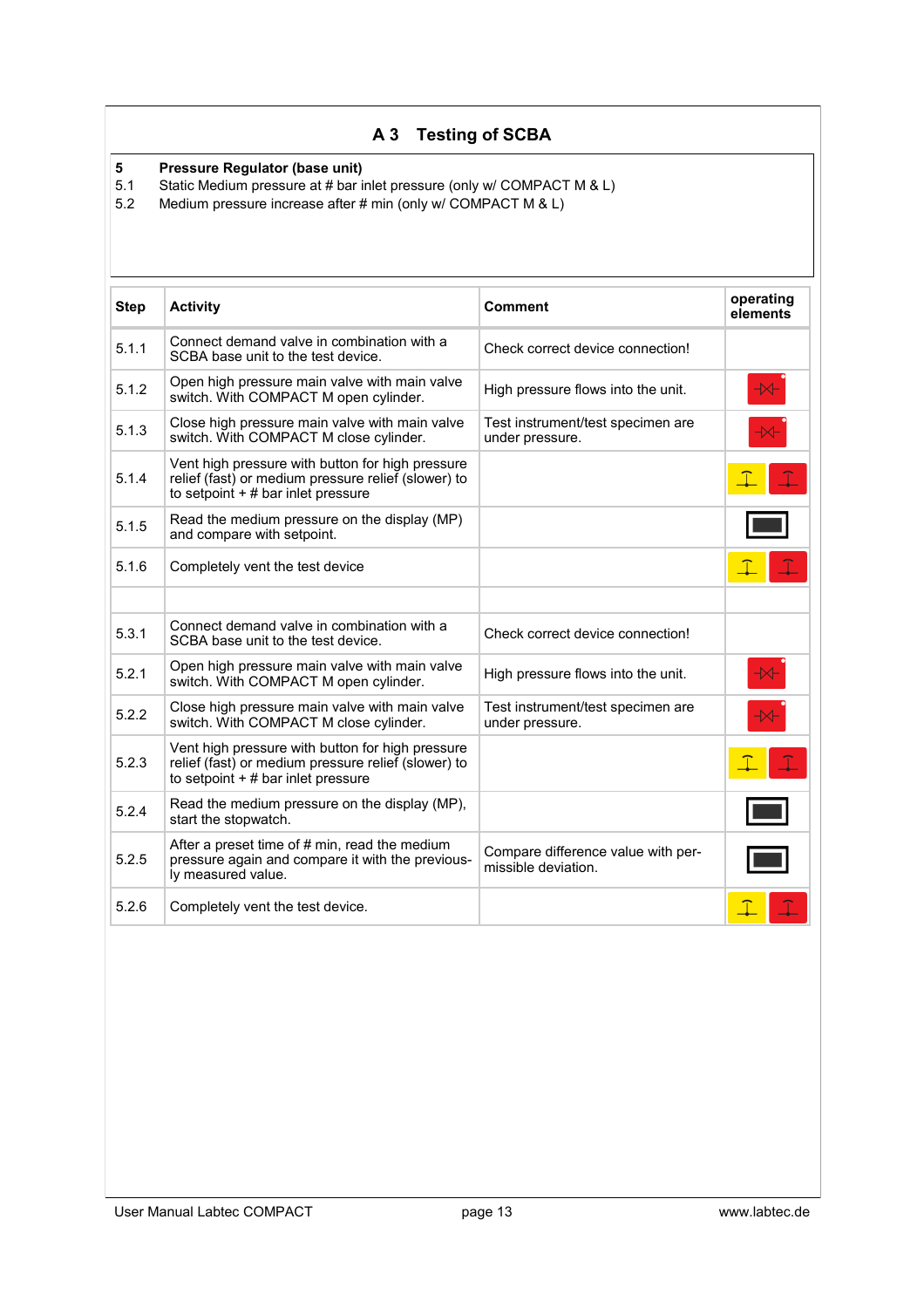# A 3 Testing of SCBA

**5 Pressure Regulator (base unit)**

5.1 Static Medium pressure at # bar inlet pressure (only w/ COMPACT M & L)

5.2 Medium pressure increase after # min (only w/ COMPACT M & L)

| Step | Activity | Comment | operating elements |
|---|---|---|---|
| 5.1.1 | Connect demand valve in combination with a SCBA base unit to the test device. | Check correct device connection! | |
| 5.1.2 | Open high pressure main valve with main valve switch. With COMPACT M open cylinder. | High pressure flows into the unit. | |
| 5.1.3 | Close high pressure main valve with main valve switch. With COMPACT M close cylinder. | Test instrument/test specimen are under pressure. | |
| 5.1.4 | Vent high pressure with button for high pressure relief (fast) or medium pressure relief (slower) to to setpoint + # bar inlet pressure | | |
| 5.1.5 | Read the medium pressure on the display (MP) and compare with setpoint. | | |
| 5.1.6 | Completely vent the test device | | |
| | | | |
| 5.3.1 | Connect demand valve in combination with a SCBA base unit to the test device. | Check correct device connection! | |
| 5.2.1 | Open high pressure main valve with main valve switch. With COMPACT M open cylinder. | High pressure flows into the unit. | |
| 5.2.2 | Close high pressure main valve with main valve switch. With COMPACT M close cylinder. | Test instrument/test specimen are under pressure. | |
| 5.2.3 | Vent high pressure with button for high pressure relief (fast) or medium pressure relief (slower) to to setpoint + # bar inlet pressure | | |
| 5.2.4 | Read the medium pressure on the display (MP), start the stopwatch. | | |
| 5.2.5 | After a preset time of # min, read the medium pressure again and compare it with the previously measured value. | Compare difference value with permissible deviation. | |
| 5.2.6 | Completely vent the test device. | | |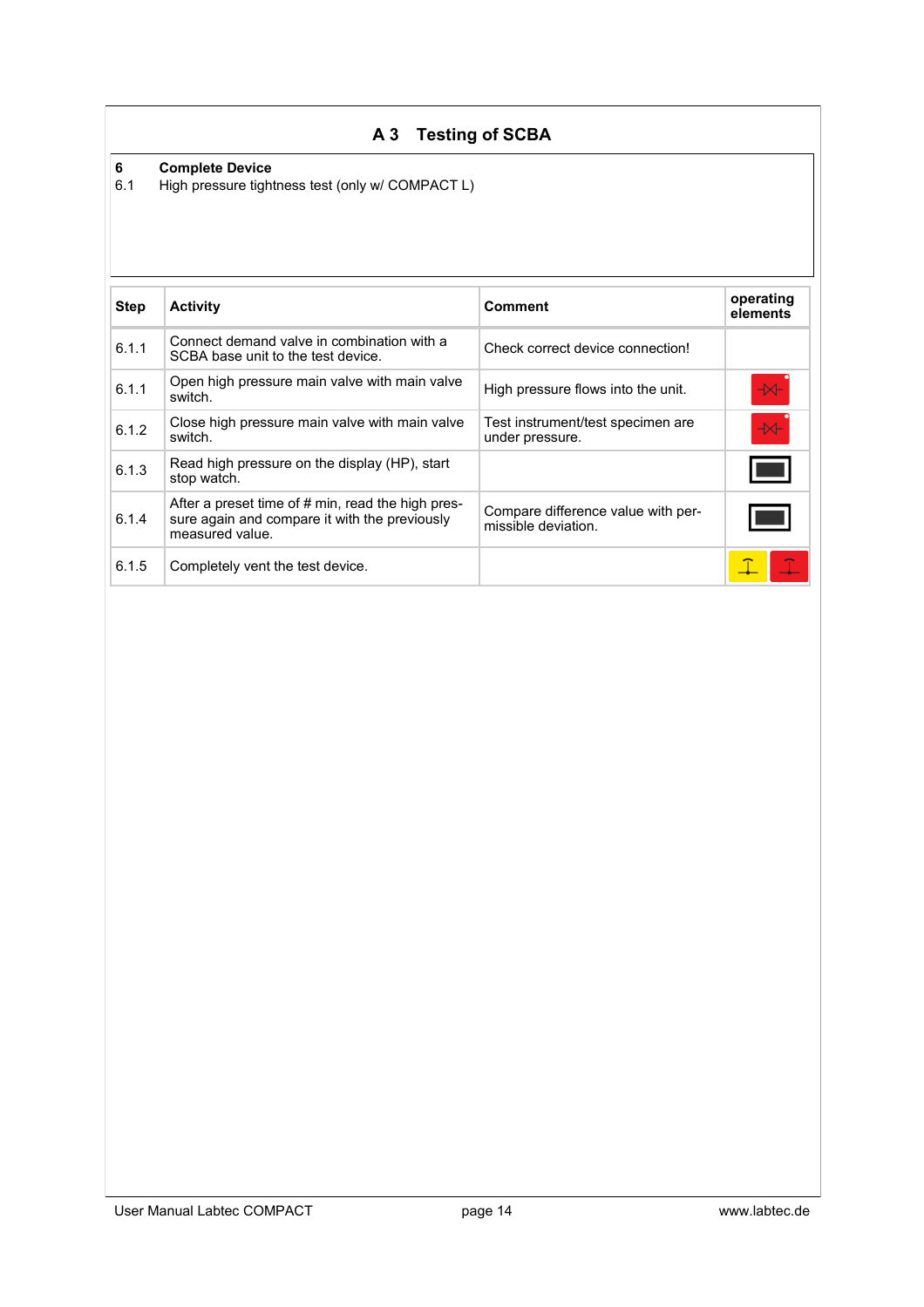## A 3 Testing of SCBA

**6 Complete Device**

6.1 High pressure tightness test (only w/ COMPACT L)

| Step | Activity | Comment | operating elements |
|---|---|---|---|
| 6.1.1 | Connect demand valve in combination with a SCBA base unit to the test device. | Check correct device connection! | |
| 6.1.1 | Open high pressure main valve with main valve switch. | High pressure flows into the unit. | |
| 6.1.2 | Close high pressure main valve with main valve switch. | Test instrument/test specimen are under pressure. | |
| 6.1.3 | Read high pressure on the display (HP), start stop watch. | | |
| 6.1.4 | After a preset time of # min, read the high pressure again and compare it with the previously measured value. | Compare difference value with permissible deviation. | |
| 6.1.5 | Completely vent the test device. | | |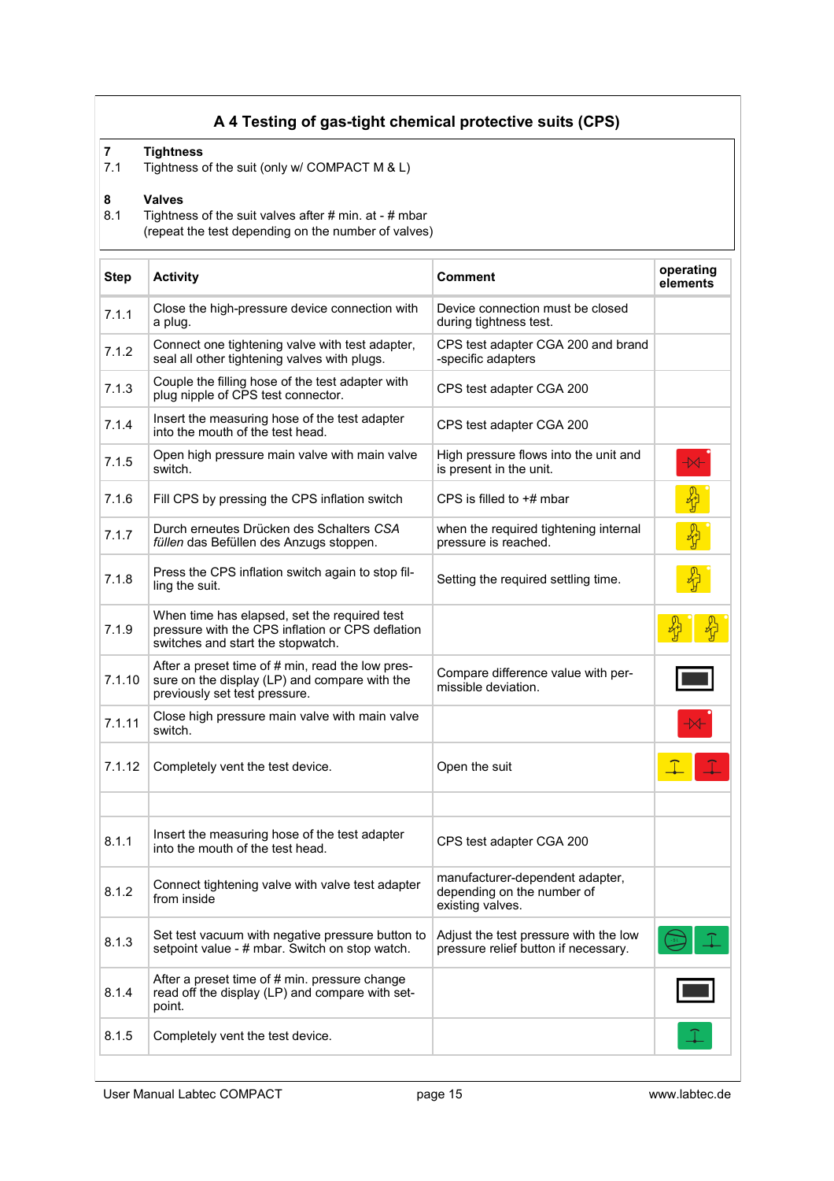## A 4 Testing of gas-tight chemical protective suits (CPS)

**7** **Tightness**
7.1 Tightness of the suit (only w/ COMPACT M & L)

**8** **Valves**
8.1 Tightness of the suit valves after # min. at - # mbar
(repeat the test depending on the number of valves)

| Step | Activity | Comment | operating elements |
|---|---|---|---|
| 7.1.1 | Close the high-pressure device connection with a plug. | Device connection must be closed during tightness test. | |
| 7.1.2 | Connect one tightening valve with test adapter, seal all other tightening valves with plugs. | CPS test adapter CGA 200 and brand -specific adapters | |
| 7.1.3 | Couple the filling hose of the test adapter with plug nipple of CPS test connector. | CPS test adapter CGA 200 | |
| 7.1.4 | Insert the measuring hose of the test adapter into the mouth of the test head. | CPS test adapter CGA 200 | |
| 7.1.5 | Open high pressure main valve with main valve switch. | High pressure flows into the unit and is present in the unit. | |
| 7.1.6 | Fill CPS by pressing the CPS inflation switch | CPS is filled to +# mbar | |
| 7.1.7 | Durch erneutes Drücken des Schalters *CSA füllen* das Befüllen des Anzugs stoppen. | when the required tightening internal pressure is reached. | |
| 7.1.8 | Press the CPS inflation switch again to stop filling the suit. | Setting the required settling time. | |
| 7.1.9 | When time has elapsed, set the required test pressure with the CPS inflation or CPS deflation switches and start the stopwatch. | | |
| 7.1.10 | After a preset time of # min, read the low pressure on the display (LP) and compare with the previously set test pressure. | Compare difference value with permissible deviation. | |
| 7.1.11 | Close high pressure main valve with main valve switch. | | |
| 7.1.12 | Completely vent the test device. | Open the suit | |
| | | | |
| 8.1.1 | Insert the measuring hose of the test adapter into the mouth of the test head. | CPS test adapter CGA 200 | |
| 8.1.2 | Connect tightening valve with valve test adapter from inside | manufacturer-dependent adapter, depending on the number of existing valves. | |
| 8.1.3 | Set test vacuum with negative pressure button to setpoint value - # mbar. Switch on stop watch. | Adjust the test pressure with the low pressure relief button if necessary. | |
| 8.1.4 | After a preset time of # min. pressure change read off the display (LP) and compare with setpoint. | | |
| 8.1.5 | Completely vent the test device. | | |